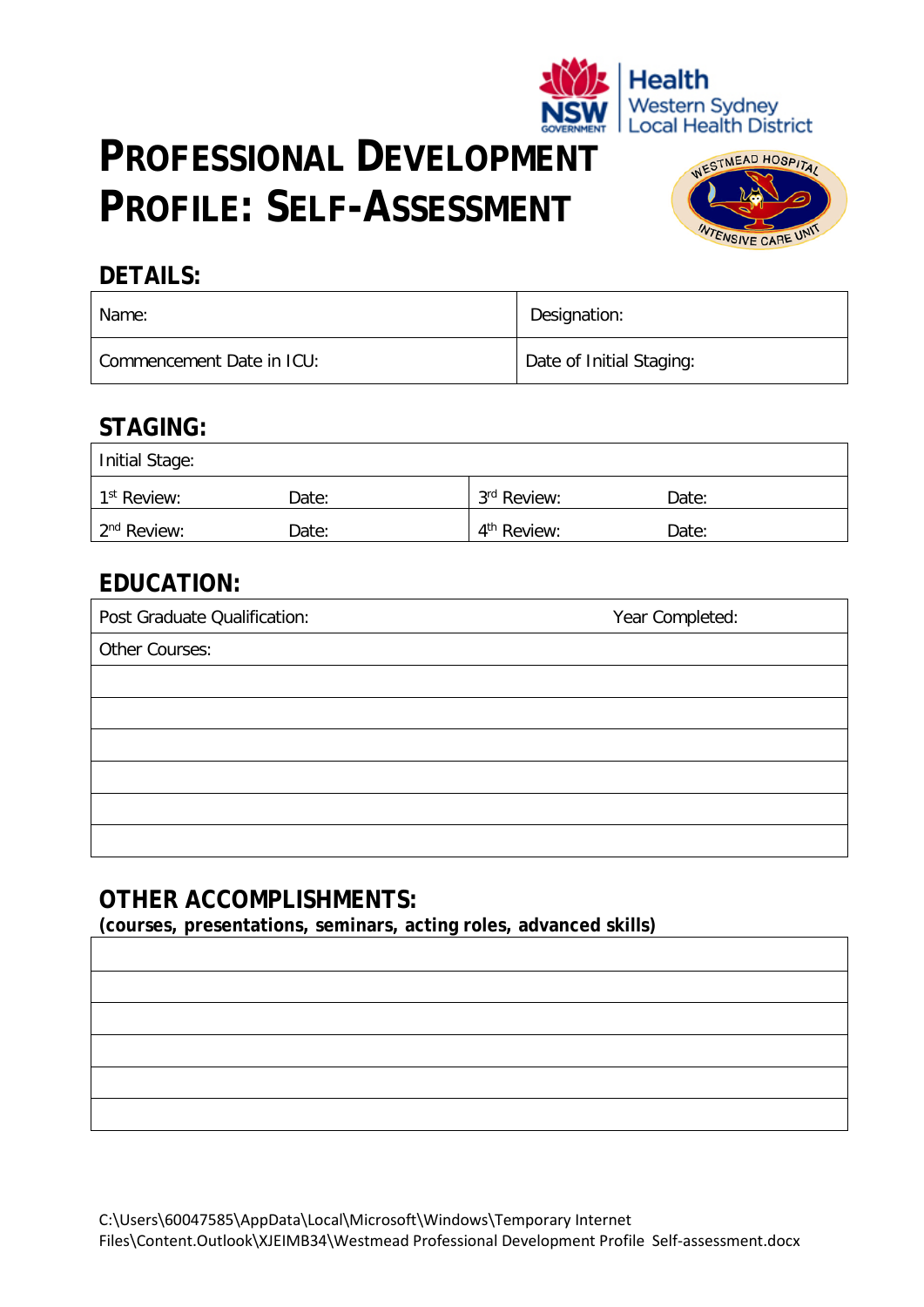# PROFESSIONAL DEVELOPMENT PROFILE: SELF-ASSESSMENT

## DETAILS:

| Name: | Designation: |
|---|---|
| Commencement Date in ICU: | Date of Initial Staging: |

## STAGING:

| Initial Stage: | | | |
|---|---|---|---|
| 1st Review: | Date: | 3rd Review: | Date: |
| 2nd Review: | Date: | 4th Review: | Date: |

## EDUCATION:

| Post Graduate Qualification: | Year Completed: |
|---|---|
| Other Courses: | |
| | |
| | |
| | |
| | |
| | |
| | |

## OTHER ACCOMPLISHMENTS:

**(courses, presentations, seminars, acting roles, advanced skills)**

| |
|---|
| |
| |
| |
| |
| |
| |

C:\Users\60047585\AppData\Local\Microsoft\Windows\Temporary Internet Files\Content.Outlook\XJEIMB34\Westmead Professional Development Profile Self-assessment.docx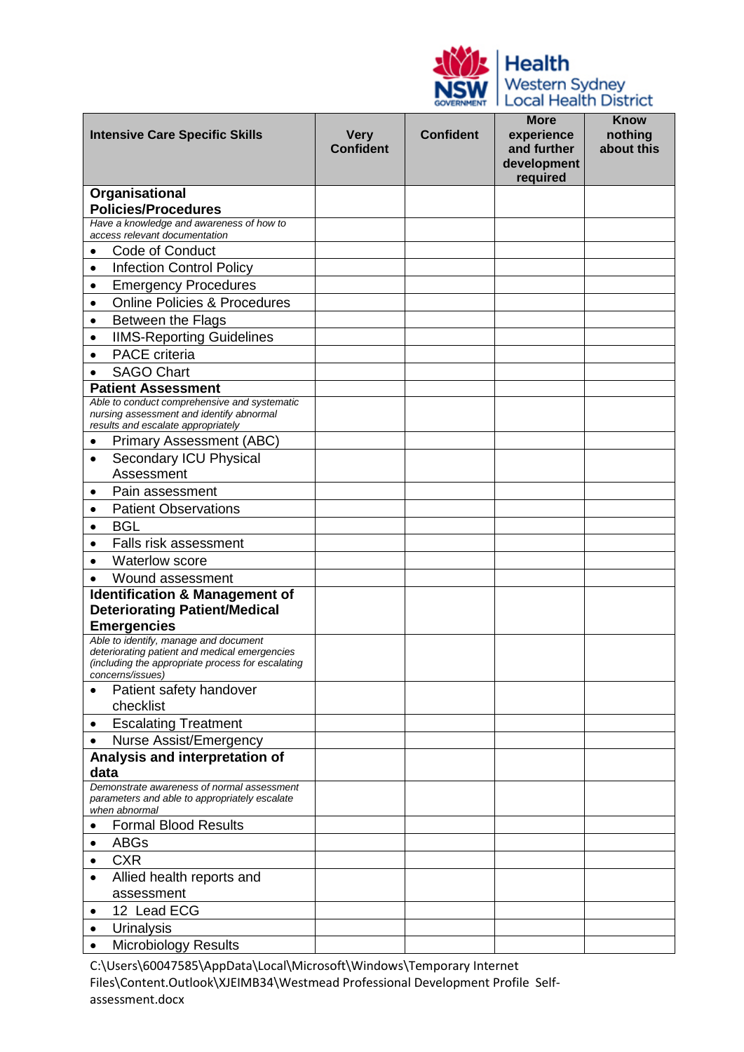| Intensive Care Specific Skills | Very Confident | Confident | More experience and further development required | Know nothing about this |
|---|---|---|---|---|
| **Organisational Policies/Procedures** | | | | |
| *Have a knowledge and awareness of how to access relevant documentation* | | | | |
| • Code of Conduct | | | | |
| • Infection Control Policy | | | | |
| • Emergency Procedures | | | | |
| • Online Policies & Procedures | | | | |
| • Between the Flags | | | | |
| • IIMS-Reporting Guidelines | | | | |
| • PACE criteria | | | | |
| • SAGO Chart | | | | |
| **Patient Assessment** | | | | |
| *Able to conduct comprehensive and systematic nursing assessment and identify abnormal results and escalate appropriately* | | | | |
| • Primary Assessment (ABC) | | | | |
| • Secondary ICU Physical Assessment | | | | |
| • Pain assessment | | | | |
| • Patient Observations | | | | |
| • BGL | | | | |
| • Falls risk assessment | | | | |
| • Waterlow score | | | | |
| • Wound assessment | | | | |
| **Identification & Management of Deteriorating Patient/Medical Emergencies** | | | | |
| *Able to identify, manage and document deteriorating patient and medical emergencies (including the appropriate process for escalating concerns/issues)* | | | | |
| • Patient safety handover checklist | | | | |
| • Escalating Treatment | | | | |
| • Nurse Assist/Emergency | | | | |
| **Analysis and interpretation of data** | | | | |
| *Demonstrate awareness of normal assessment parameters and able to appropriately escalate when abnormal* | | | | |
| • Formal Blood Results | | | | |
| • ABGs | | | | |
| • CXR | | | | |
| • Allied health reports and assessment | | | | |
| • 12 Lead ECG | | | | |
| • Urinalysis | | | | |
| • Microbiology Results | | | | |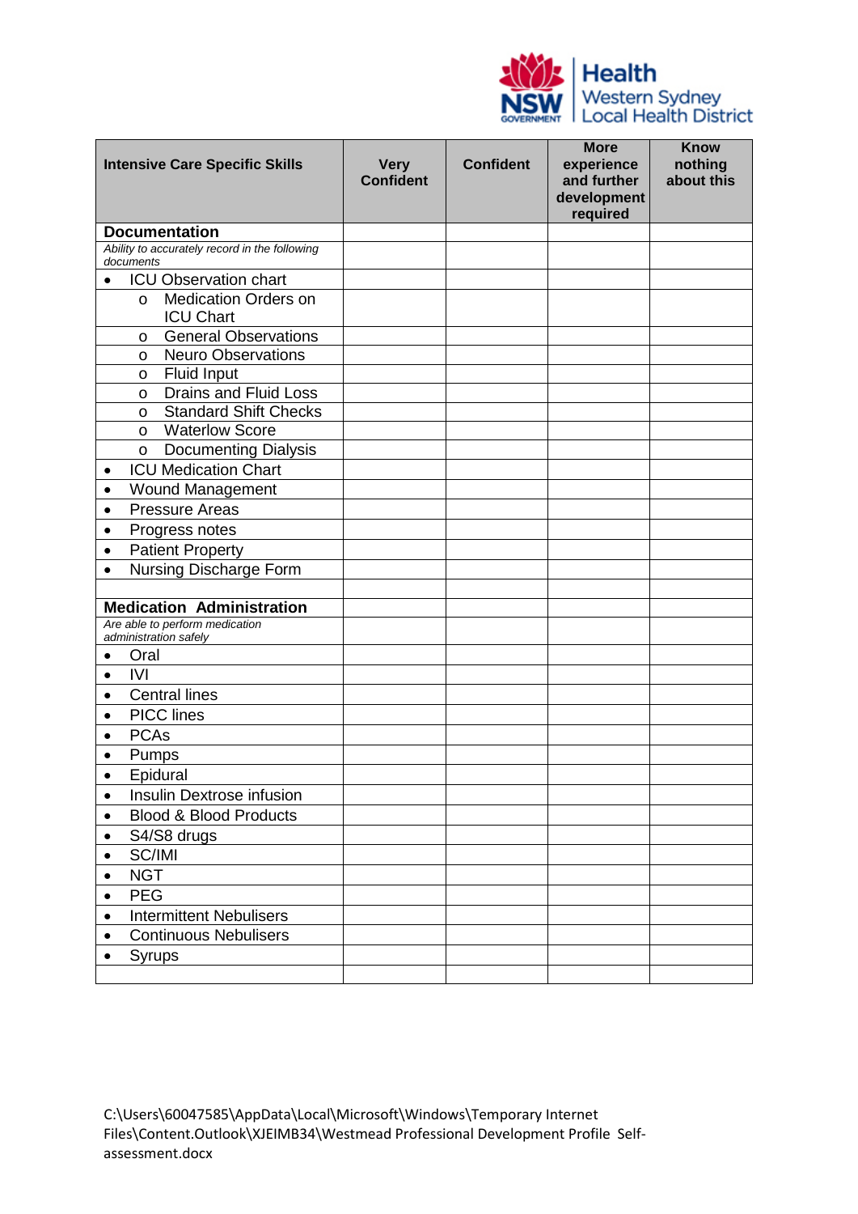| Intensive Care Specific Skills | Very Confident | Confident | More experience and further development required | Know nothing about this |
|---|---|---|---|---|
| **Documentation** | | | | |
| *Ability to accurately record in the following documents* | | | | |
| • ICU Observation chart | | | | |
| o Medication Orders on ICU Chart | | | | |
| o General Observations | | | | |
| o Neuro Observations | | | | |
| o Fluid Input | | | | |
| o Drains and Fluid Loss | | | | |
| o Standard Shift Checks | | | | |
| o Waterlow Score | | | | |
| o Documenting Dialysis | | | | |
| • ICU Medication Chart | | | | |
| • Wound Management | | | | |
| • Pressure Areas | | | | |
| • Progress notes | | | | |
| • Patient Property | | | | |
| • Nursing Discharge Form | | | | |
| | | | | |
| **Medication Administration** | | | | |
| *Are able to perform medication administration safely* | | | | |
| • Oral | | | | |
| • IVI | | | | |
| • Central lines | | | | |
| • PICC lines | | | | |
| • PCAs | | | | |
| • Pumps | | | | |
| • Epidural | | | | |
| • Insulin Dextrose infusion | | | | |
| • Blood & Blood Products | | | | |
| • S4/S8 drugs | | | | |
| • SC/IMI | | | | |
| • NGT | | | | |
| • PEG | | | | |
| • Intermittent Nebulisers | | | | |
| • Continuous Nebulisers | | | | |
| • Syrups | | | | |
| | | | | |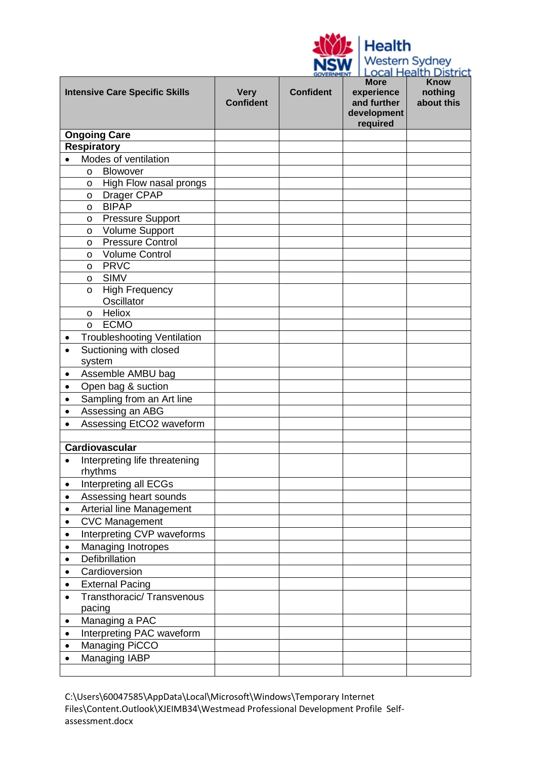| Intensive Care Specific Skills | Very Confident | Confident | More experience and further development required | Know nothing about this |
|---|---|---|---|---|
| **Ongoing Care** | | | | |
| **Respiratory** | | | | |
| • Modes of ventilation | | | | |
| o Blowover | | | | |
| o High Flow nasal prongs | | | | |
| o Drager CPAP | | | | |
| o BIPAP | | | | |
| o Pressure Support | | | | |
| o Volume Support | | | | |
| o Pressure Control | | | | |
| o Volume Control | | | | |
| o PRVC | | | | |
| o SIMV | | | | |
| o High Frequency Oscillator | | | | |
| o Heliox | | | | |
| o ECMO | | | | |
| • Troubleshooting Ventilation | | | | |
| • Suctioning with closed system | | | | |
| • Assemble AMBU bag | | | | |
| • Open bag & suction | | | | |
| • Sampling from an Art line | | | | |
| • Assessing an ABG | | | | |
| • Assessing EtCO2 waveform | | | | |
| | | | | |
| **Cardiovascular** | | | | |
| • Interpreting life threatening rhythms | | | | |
| • Interpreting all ECGs | | | | |
| • Assessing heart sounds | | | | |
| • Arterial line Management | | | | |
| • CVC Management | | | | |
| • Interpreting CVP waveforms | | | | |
| • Managing Inotropes | | | | |
| • Defibrillation | | | | |
| • Cardioversion | | | | |
| • External Pacing | | | | |
| • Transthoracic/ Transvenous pacing | | | | |
| • Managing a PAC | | | | |
| • Interpreting PAC waveform | | | | |
| • Managing PiCCO | | | | |
| • Managing IABP | | | | |
| | | | | |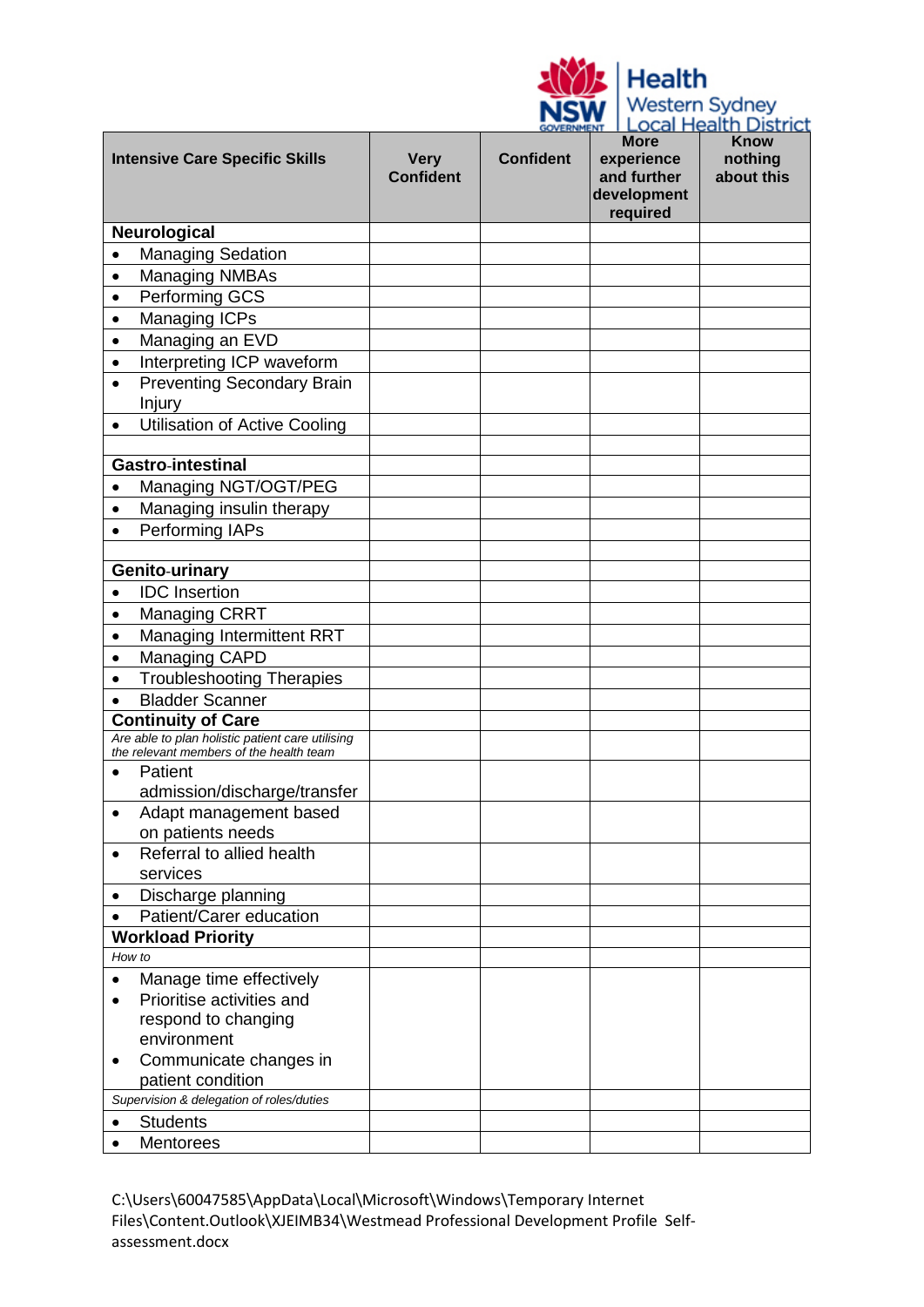| Intensive Care Specific Skills | Very Confident | Confident | More experience and further development required | Know nothing about this |
|---|---|---|---|---|
| **Neurological** | | | | |
| • Managing Sedation | | | | |
| • Managing NMBAs | | | | |
| • Performing GCS | | | | |
| • Managing ICPs | | | | |
| • Managing an EVD | | | | |
| • Interpreting ICP waveform | | | | |
| • Preventing Secondary Brain Injury | | | | |
| • Utilisation of Active Cooling | | | | |
| | | | | |
| **Gastro-intestinal** | | | | |
| • Managing NGT/OGT/PEG | | | | |
| • Managing insulin therapy | | | | |
| • Performing IAPs | | | | |
| | | | | |
| **Genito-urinary** | | | | |
| • IDC Insertion | | | | |
| • Managing CRRT | | | | |
| • Managing Intermittent RRT | | | | |
| • Managing CAPD | | | | |
| • Troubleshooting Therapies | | | | |
| • Bladder Scanner | | | | |
| **Continuity of Care** | | | | |
| *Are able to plan holistic patient care utilising the relevant members of the health team* | | | | |
| • Patient admission/discharge/transfer | | | | |
| • Adapt management based on patients needs | | | | |
| • Referral to allied health services | | | | |
| • Discharge planning | | | | |
| • Patient/Carer education | | | | |
| **Workload Priority** | | | | |
| *How to* | | | | |
| • Manage time effectively<br>• Prioritise activities and respond to changing environment<br>• Communicate changes in patient condition | | | | |
| *Supervision & delegation of roles/duties* | | | | |
| • Students | | | | |
| • Mentorees | | | | |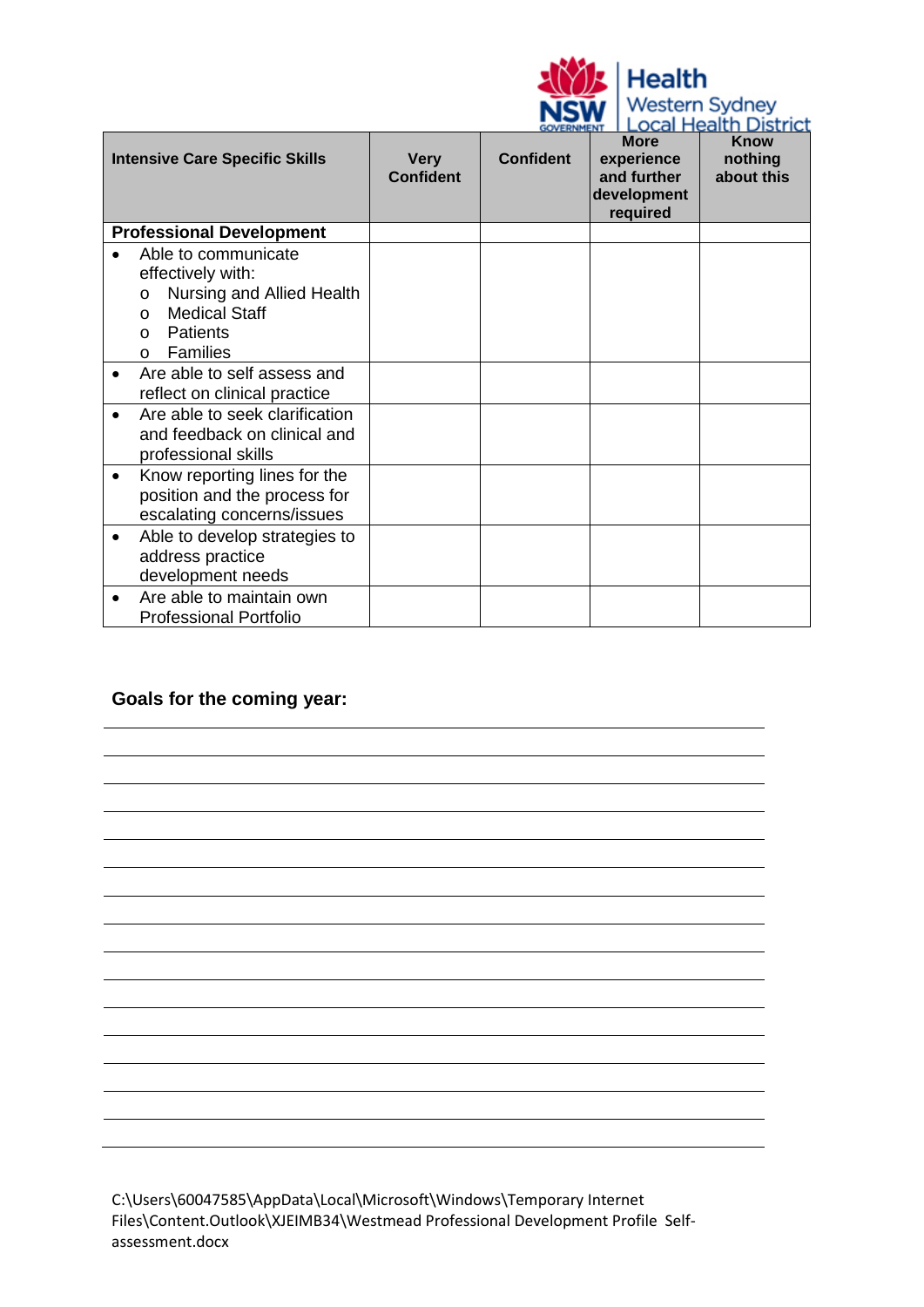| Intensive Care Specific Skills | Very Confident | Confident | More experience and further development required | Know nothing about this |
|---|---|---|---|---|
| **Professional Development** | | | | |
| • Able to communicate effectively with:<br>o Nursing and Allied Health<br>o Medical Staff<br>o Patients<br>o Families | | | | |
| • Are able to self assess and reflect on clinical practice | | | | |
| • Are able to seek clarification and feedback on clinical and professional skills | | | | |
| • Know reporting lines for the position and the process for escalating concerns/issues | | | | |
| • Able to develop strategies to address practice development needs | | | | |
| • Are able to maintain own Professional Portfolio | | | | |

**Goals for the coming year:**

______________________________________________________________________

______________________________________________________________________

______________________________________________________________________

______________________________________________________________________

______________________________________________________________________

______________________________________________________________________

______________________________________________________________________

______________________________________________________________________

______________________________________________________________________

______________________________________________________________________

______________________________________________________________________

______________________________________________________________________

______________________________________________________________________

______________________________________________________________________

______________________________________________________________________

C:\Users\60047585\AppData\Local\Microsoft\Windows\Temporary Internet Files\Content.Outlook\XJEIMB34\Westmead Professional Development Profile Self-assessment.docx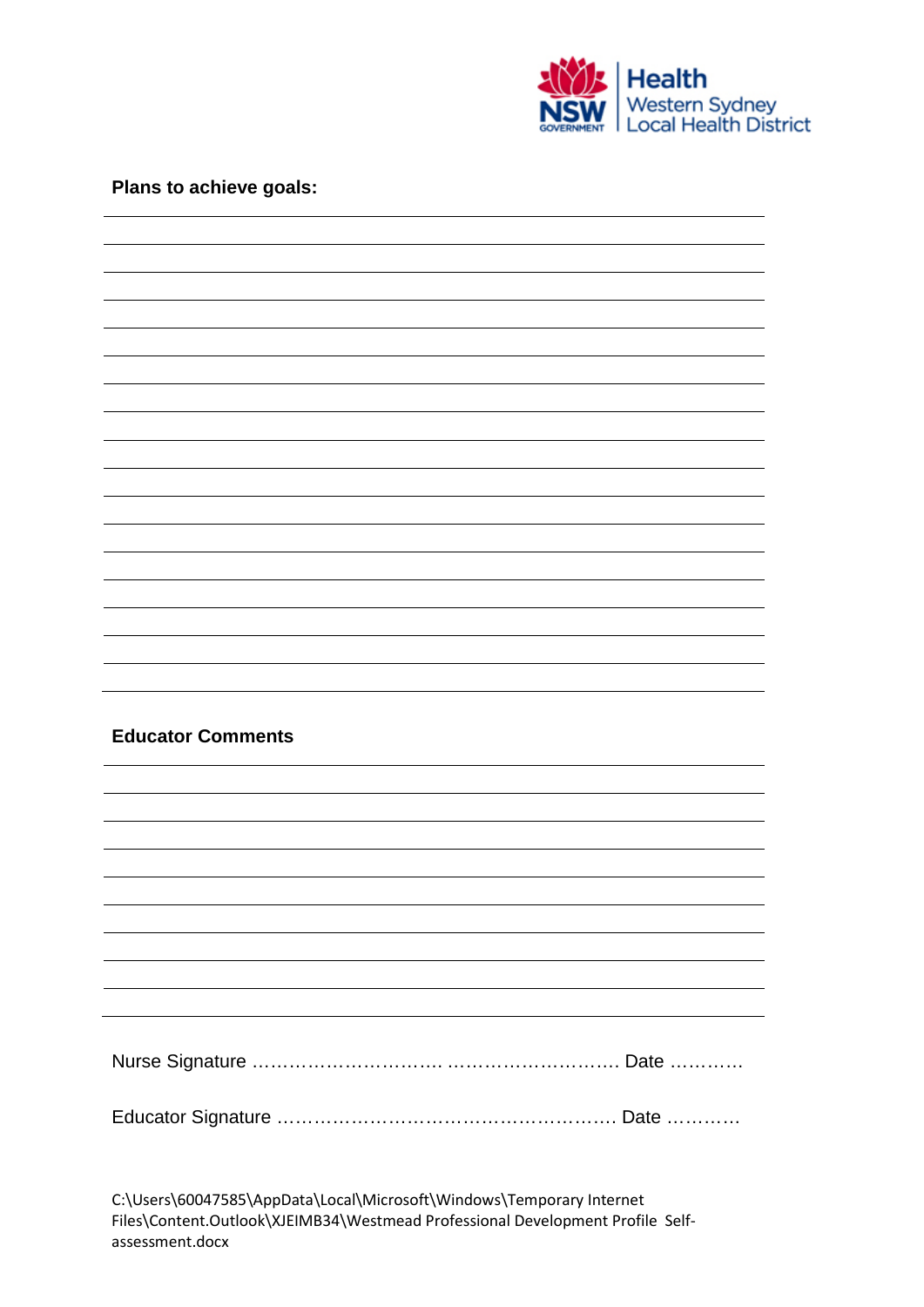**Plans to achieve goals:**

**Educator Comments**

Nurse Signature ………………………….. ………………………. Date …………

Educator Signature ………………………………………………. Date …………

C:\Users\60047585\AppData\Local\Microsoft\Windows\Temporary Internet Files\Content.Outlook\XJEIMB34\Westmead Professional Development Profile Self-assessment.docx